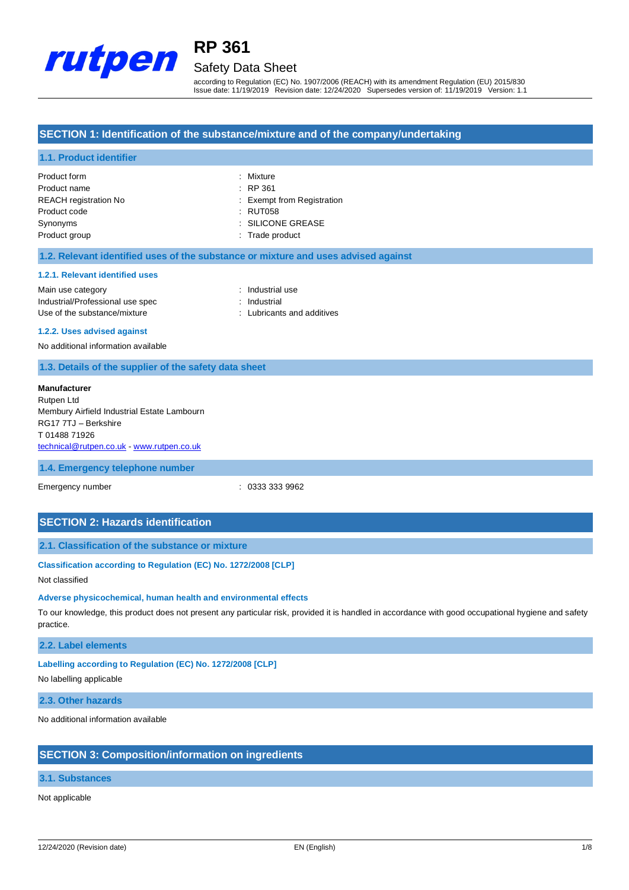# RP 361

## Safety Data Sheet

according to Regulation (EC) No. 1907/2006 (REACH) with its amendment Regulation (EU) 2015/830
Issue date: 11/19/2019 Revision date: 12/24/2020 Supersedes version of: 11/19/2019 Version: 1.1

## SECTION 1: Identification of the substance/mixture and of the company/undertaking

### 1.1. Product identifier

| | |
|---|---|
| Product form | : Mixture |
| Product name | : RP 361 |
| REACH registration No | : Exempt from Registration |
| Product code | : RUT058 |
| Synonyms | : SILICONE GREASE |
| Product group | : Trade product |

### 1.2. Relevant identified uses of the substance or mixture and uses advised against

#### 1.2.1. Relevant identified uses

| | |
|---|---|
| Main use category | : Industrial use |
| Industrial/Professional use spec | : Industrial |
| Use of the substance/mixture | : Lubricants and additives |

#### 1.2.2. Uses advised against

No additional information available

### 1.3. Details of the supplier of the safety data sheet

**Manufacturer**
Rutpen Ltd
Membury Airfield Industrial Estate Lambourn
RG17 7TJ – Berkshire
T 01488 71926
technical@rutpen.co.uk - www.rutpen.co.uk

### 1.4. Emergency telephone number

| | |
|---|---|
| Emergency number | : 0333 333 9962 |

## SECTION 2: Hazards identification

### 2.1. Classification of the substance or mixture

#### Classification according to Regulation (EC) No. 1272/2008 [CLP]

Not classified

#### Adverse physicochemical, human health and environmental effects

To our knowledge, this product does not present any particular risk, provided it is handled in accordance with good occupational hygiene and safety practice.

### 2.2. Label elements

#### Labelling according to Regulation (EC) No. 1272/2008 [CLP]

No labelling applicable

### 2.3. Other hazards

No additional information available

## SECTION 3: Composition/information on ingredients

### 3.1. Substances

Not applicable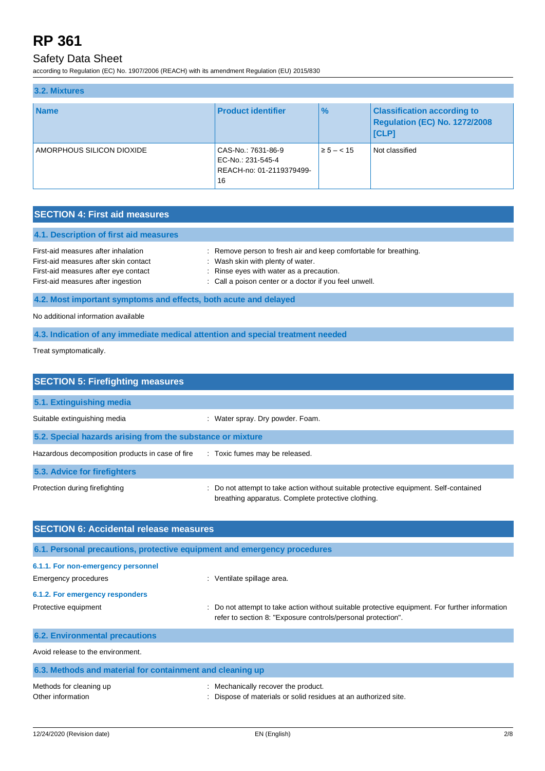### 3.2. Mixtures

| Name | Product identifier | % | Classification according to Regulation (EC) No. 1272/2008 [CLP] |
|---|---|---|---|
| AMORPHOUS SILICON DIOXIDE | CAS-No.: 7631-86-9<br>EC-No.: 231-545-4<br>REACH-no: 01-2119379499-16 | ≥ 5 – < 15 | Not classified |

## SECTION 4: First aid measures

### 4.1. Description of first aid measures

First-aid measures after inhalation : Remove person to fresh air and keep comfortable for breathing.
First-aid measures after skin contact : Wash skin with plenty of water.
First-aid measures after eye contact : Rinse eyes with water as a precaution.
First-aid measures after ingestion : Call a poison center or a doctor if you feel unwell.

### 4.2. Most important symptoms and effects, both acute and delayed

No additional information available

### 4.3. Indication of any immediate medical attention and special treatment needed

Treat symptomatically.

## SECTION 5: Firefighting measures

### 5.1. Extinguishing media

Suitable extinguishing media : Water spray. Dry powder. Foam.

### 5.2. Special hazards arising from the substance or mixture

Hazardous decomposition products in case of fire : Toxic fumes may be released.

### 5.3. Advice for firefighters

Protection during firefighting : Do not attempt to take action without suitable protective equipment. Self-contained breathing apparatus. Complete protective clothing.

## SECTION 6: Accidental release measures

### 6.1. Personal precautions, protective equipment and emergency procedures

#### 6.1.1. For non-emergency personnel

Emergency procedures : Ventilate spillage area.

#### 6.1.2. For emergency responders

Protective equipment : Do not attempt to take action without suitable protective equipment. For further information refer to section 8: "Exposure controls/personal protection".

### 6.2. Environmental precautions

Avoid release to the environment.

### 6.3. Methods and material for containment and cleaning up

Methods for cleaning up : Mechanically recover the product.
Other information : Dispose of materials or solid residues at an authorized site.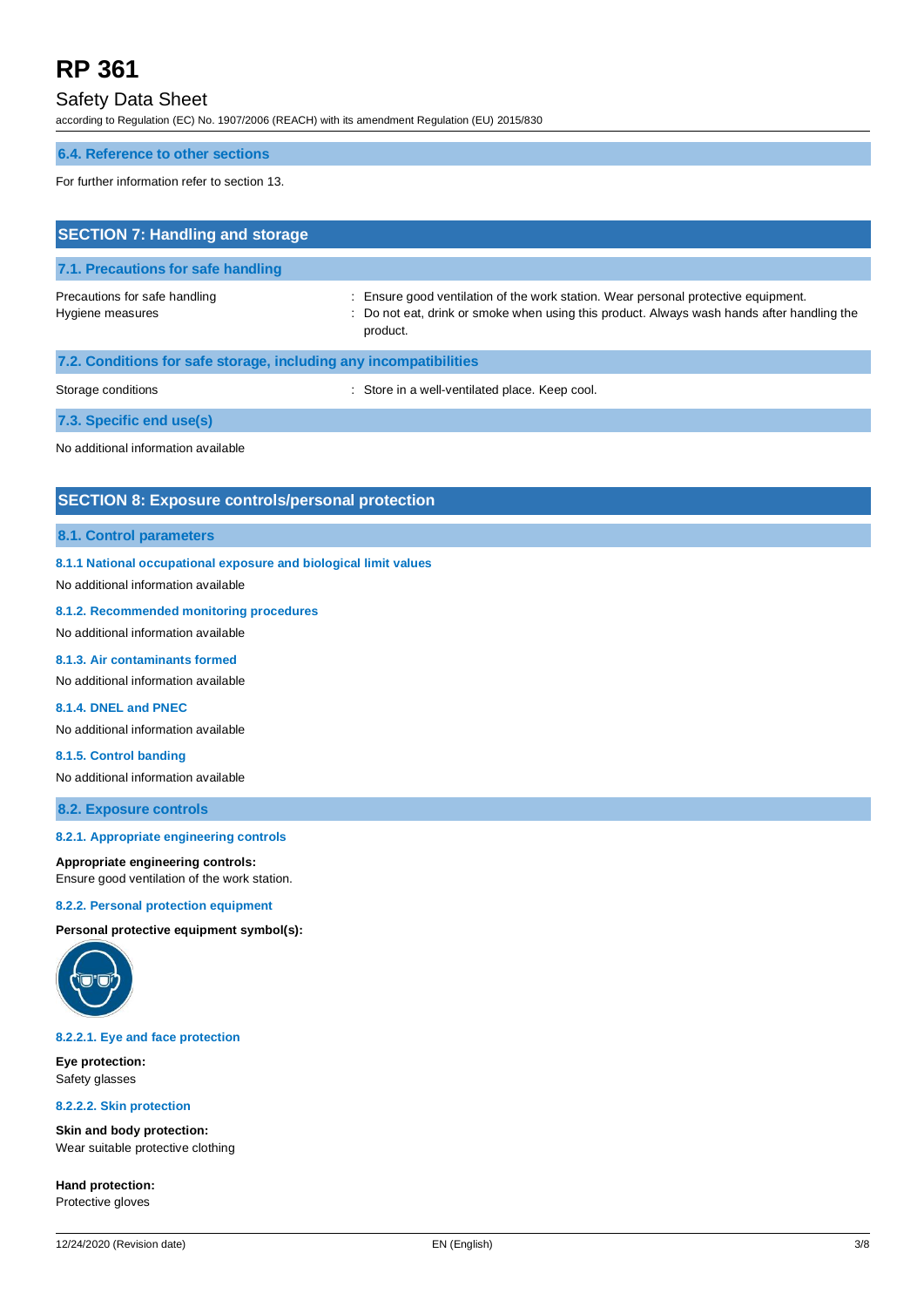### 6.4. Reference to other sections

For further information refer to section 13.

## SECTION 7: Handling and storage

### 7.1. Precautions for safe handling

| | |
|---|---|
| Precautions for safe handling | : Ensure good ventilation of the work station. Wear personal protective equipment. |
| Hygiene measures | : Do not eat, drink or smoke when using this product. Always wash hands after handling the product. |

### 7.2. Conditions for safe storage, including any incompatibilities

| | |
|---|---|
| Storage conditions | : Store in a well-ventilated place. Keep cool. |

### 7.3. Specific end use(s)

No additional information available

## SECTION 8: Exposure controls/personal protection

### 8.1. Control parameters

#### 8.1.1 National occupational exposure and biological limit values

No additional information available

#### 8.1.2. Recommended monitoring procedures

No additional information available

#### 8.1.3. Air contaminants formed

No additional information available

#### 8.1.4. DNEL and PNEC

No additional information available

#### 8.1.5. Control banding

No additional information available

### 8.2. Exposure controls

#### 8.2.1. Appropriate engineering controls

**Appropriate engineering controls:**
Ensure good ventilation of the work station.

#### 8.2.2. Personal protection equipment

**Personal protective equipment symbol(s):**

#### 8.2.2.1. Eye and face protection

**Eye protection:**
Safety glasses

#### 8.2.2.2. Skin protection

**Skin and body protection:**
Wear suitable protective clothing

**Hand protection:**
Protective gloves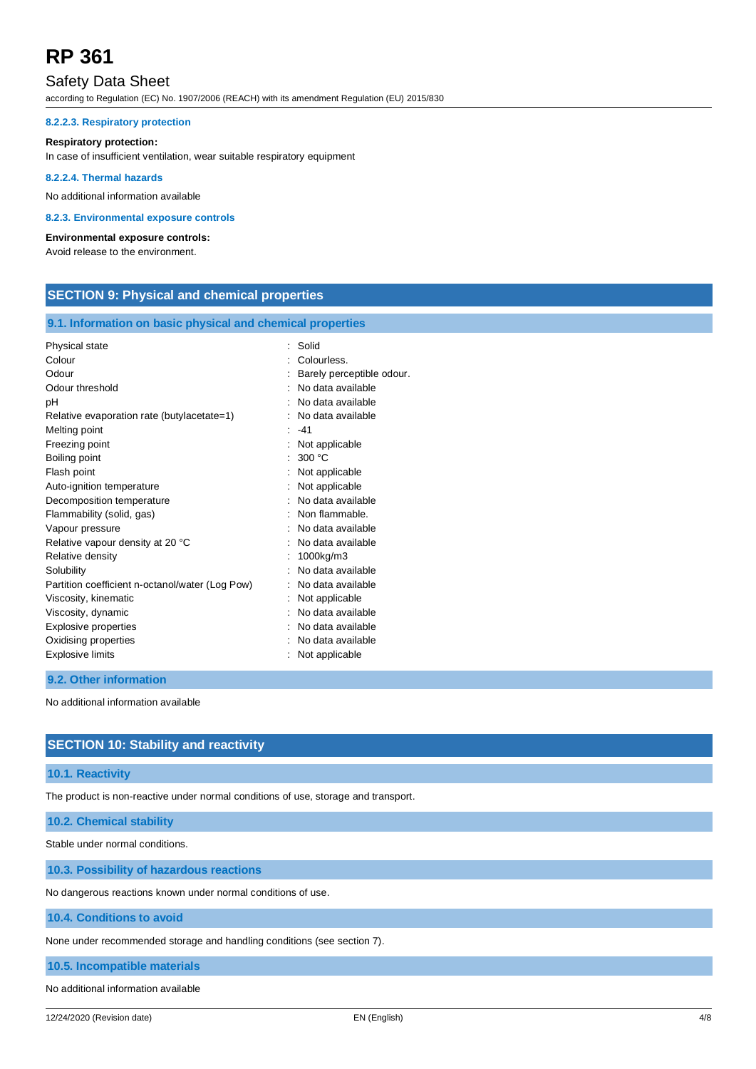#### 8.2.2.3. Respiratory protection

**Respiratory protection:**

In case of insufficient ventilation, wear suitable respiratory equipment

#### 8.2.2.4. Thermal hazards

No additional information available

#### 8.2.3. Environmental exposure controls

**Environmental exposure controls:**

Avoid release to the environment.

## SECTION 9: Physical and chemical properties

### 9.1. Information on basic physical and chemical properties

| | |
|---|---|
| Physical state | : Solid |
| Colour | : Colourless. |
| Odour | : Barely perceptible odour. |
| Odour threshold | : No data available |
| pH | : No data available |
| Relative evaporation rate (butylacetate=1) | : No data available |
| Melting point | : -41 |
| Freezing point | : Not applicable |
| Boiling point | : 300 °C |
| Flash point | : Not applicable |
| Auto-ignition temperature | : Not applicable |
| Decomposition temperature | : No data available |
| Flammability (solid, gas) | : Non flammable. |
| Vapour pressure | : No data available |
| Relative vapour density at 20 °C | : No data available |
| Relative density | : 1000kg/m3 |
| Solubility | : No data available |
| Partition coefficient n-octanol/water (Log Pow) | : No data available |
| Viscosity, kinematic | : Not applicable |
| Viscosity, dynamic | : No data available |
| Explosive properties | : No data available |
| Oxidising properties | : No data available |
| Explosive limits | : Not applicable |

### 9.2. Other information

No additional information available

## SECTION 10: Stability and reactivity

### 10.1. Reactivity

The product is non-reactive under normal conditions of use, storage and transport.

### 10.2. Chemical stability

Stable under normal conditions.

### 10.3. Possibility of hazardous reactions

No dangerous reactions known under normal conditions of use.

### 10.4. Conditions to avoid

None under recommended storage and handling conditions (see section 7).

### 10.5. Incompatible materials

No additional information available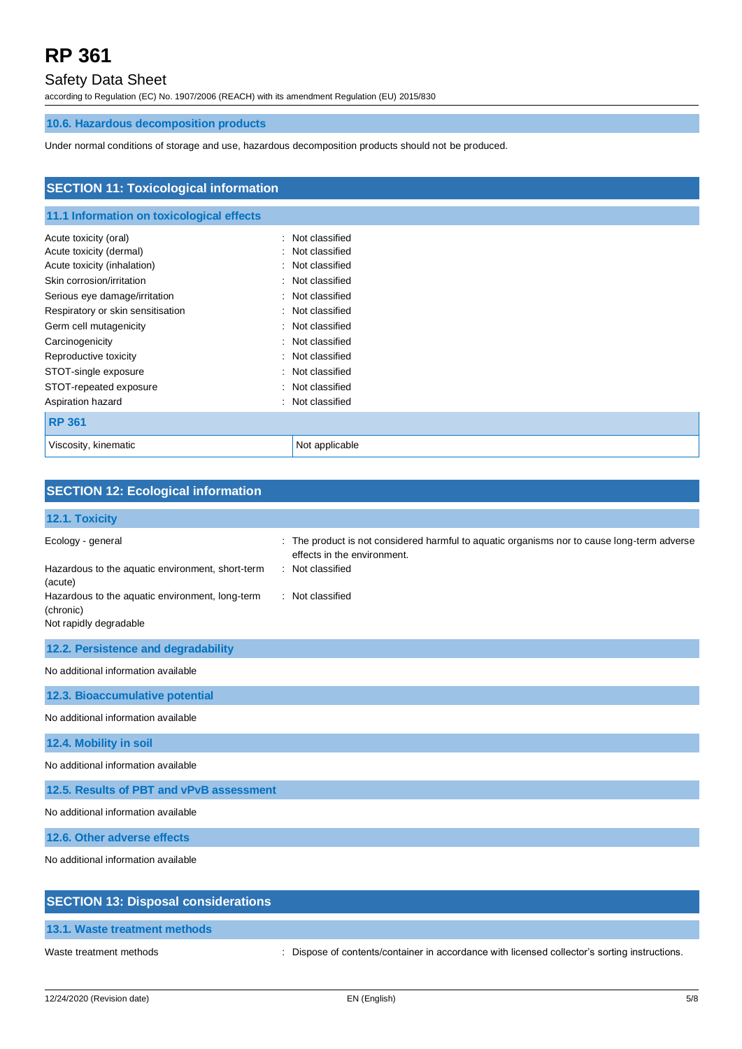### 10.6. Hazardous decomposition products

Under normal conditions of storage and use, hazardous decomposition products should not be produced.

## SECTION 11: Toxicological information

### 11.1 Information on toxicological effects

| | |
|---|---|
| Acute toxicity (oral) | : Not classified |
| Acute toxicity (dermal) | : Not classified |
| Acute toxicity (inhalation) | : Not classified |
| Skin corrosion/irritation | : Not classified |
| Serious eye damage/irritation | : Not classified |
| Respiratory or skin sensitisation | : Not classified |
| Germ cell mutagenicity | : Not classified |
| Carcinogenicity | : Not classified |
| Reproductive toxicity | : Not classified |
| STOT-single exposure | : Not classified |
| STOT-repeated exposure | : Not classified |
| Aspiration hazard | : Not classified |

| RP 361 | |
|---|---|
| Viscosity, kinematic | Not applicable |

## SECTION 12: Ecological information

### 12.1. Toxicity

| | |
|---|---|
| Ecology - general | : The product is not considered harmful to aquatic organisms nor to cause long-term adverse effects in the environment. |
| Hazardous to the aquatic environment, short-term (acute) | : Not classified |
| Hazardous to the aquatic environment, long-term (chronic) | : Not classified |

Not rapidly degradable

### 12.2. Persistence and degradability

No additional information available

### 12.3. Bioaccumulative potential

No additional information available

### 12.4. Mobility in soil

No additional information available

### 12.5. Results of PBT and vPvB assessment

No additional information available

### 12.6. Other adverse effects

No additional information available

## SECTION 13: Disposal considerations

### 13.1. Waste treatment methods

| | |
|---|---|
| Waste treatment methods | : Dispose of contents/container in accordance with licensed collector's sorting instructions. |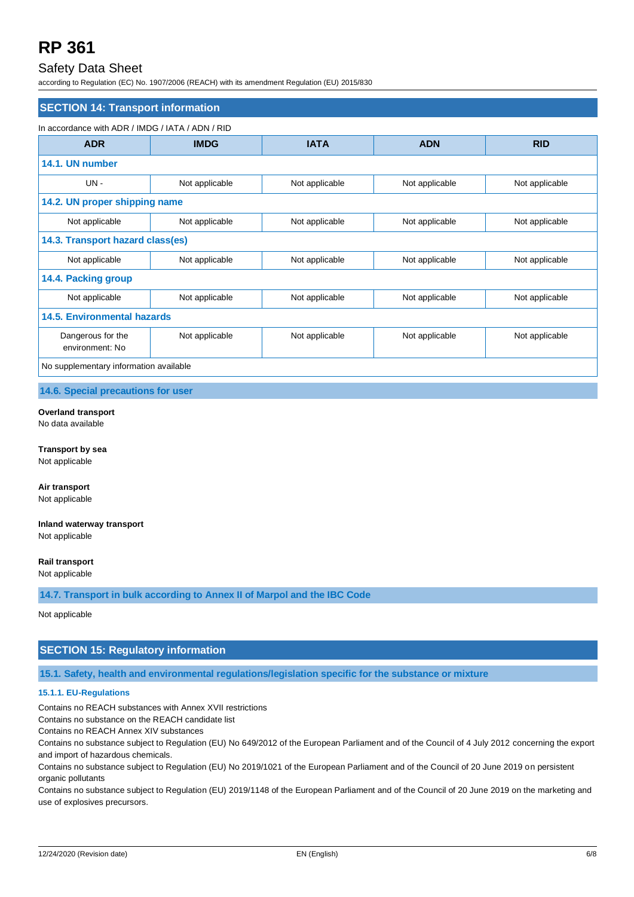# RP 361

## Safety Data Sheet

according to Regulation (EC) No. 1907/2006 (REACH) with its amendment Regulation (EU) 2015/830

## SECTION 14: Transport information

In accordance with ADR / IMDG / IATA / ADN / RID

| ADR | IMDG | IATA | ADN | RID |
|---|---|---|---|---|
| **14.1. UN number** | | | | |
| UN - | Not applicable | Not applicable | Not applicable | Not applicable |
| **14.2. UN proper shipping name** | | | | |
| Not applicable | Not applicable | Not applicable | Not applicable | Not applicable |
| **14.3. Transport hazard class(es)** | | | | |
| Not applicable | Not applicable | Not applicable | Not applicable | Not applicable |
| **14.4. Packing group** | | | | |
| Not applicable | Not applicable | Not applicable | Not applicable | Not applicable |
| **14.5. Environmental hazards** | | | | |
| Dangerous for the environment: No | Not applicable | Not applicable | Not applicable | Not applicable |
| No supplementary information available | | | | |

### 14.6. Special precautions for user

**Overland transport**
No data available

**Transport by sea**
Not applicable

**Air transport**
Not applicable

**Inland waterway transport**
Not applicable

**Rail transport**
Not applicable

### 14.7. Transport in bulk according to Annex II of Marpol and the IBC Code

Not applicable

## SECTION 15: Regulatory information

### 15.1. Safety, health and environmental regulations/legislation specific for the substance or mixture

#### 15.1.1. EU-Regulations

Contains no REACH substances with Annex XVII restrictions
Contains no substance on the REACH candidate list
Contains no REACH Annex XIV substances
Contains no substance subject to Regulation (EU) No 649/2012 of the European Parliament and of the Council of 4 July 2012 concerning the export and import of hazardous chemicals.
Contains no substance subject to Regulation (EU) No 2019/1021 of the European Parliament and of the Council of 20 June 2019 on persistent organic pollutants
Contains no substance subject to Regulation (EU) 2019/1148 of the European Parliament and of the Council of 20 June 2019 on the marketing and use of explosives precursors.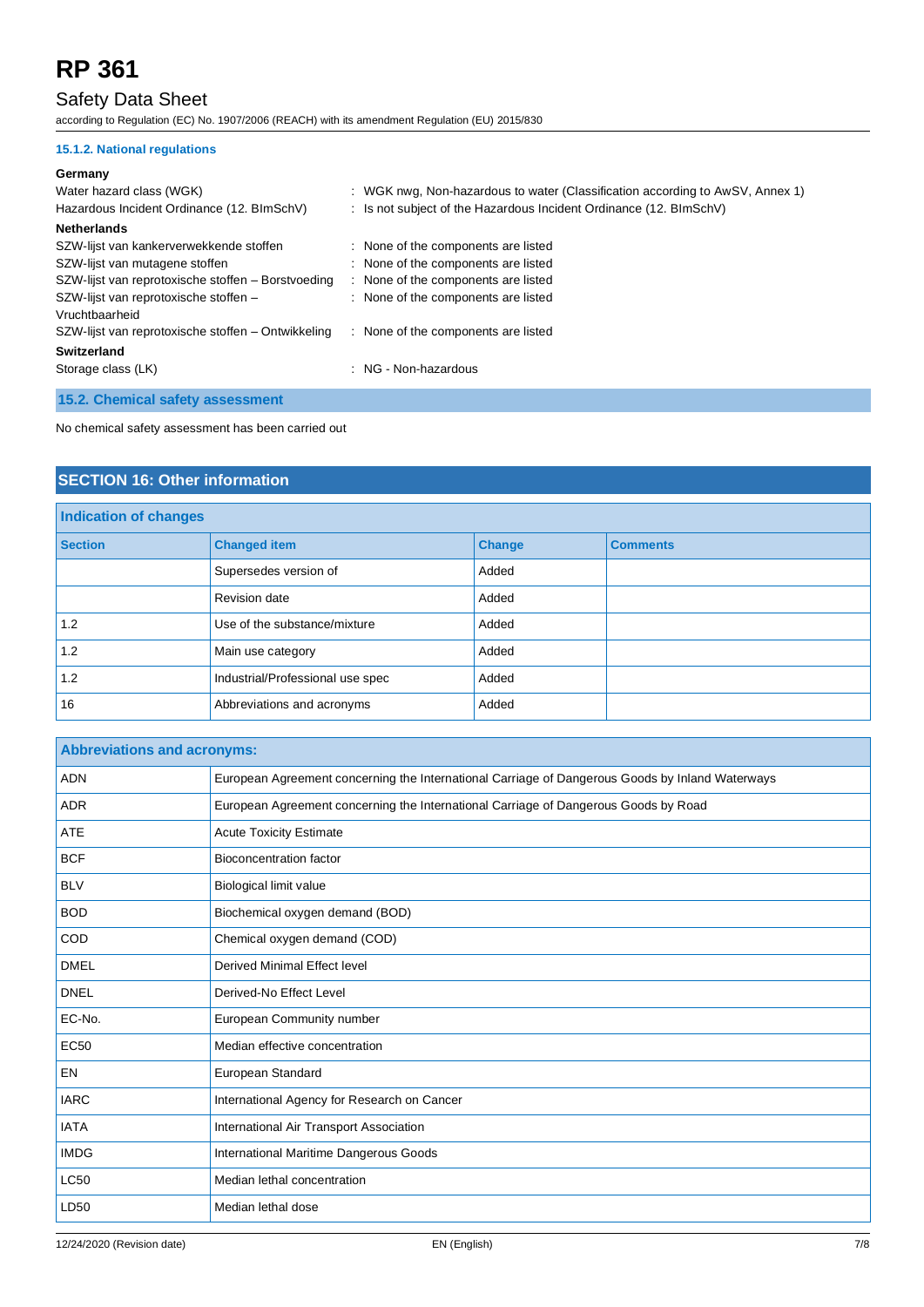#### 15.1.2. National regulations

**Germany**

Water hazard class (WGK) : WGK nwg, Non-hazardous to water (Classification according to AwSV, Annex 1)

Hazardous Incident Ordinance (12. BImSchV) : Is not subject of the Hazardous Incident Ordinance (12. BImSchV)

**Netherlands**

SZW-lijst van kankerverwekkende stoffen : None of the components are listed

SZW-lijst van mutagene stoffen : None of the components are listed

SZW-lijst van reprotoxische stoffen – Borstvoeding : None of the components are listed

SZW-lijst van reprotoxische stoffen – Vruchtbaarheid : None of the components are listed

SZW-lijst van reprotoxische stoffen – Ontwikkeling : None of the components are listed

**Switzerland**

Storage class (LK) : NG - Non-hazardous

### 15.2. Chemical safety assessment

No chemical safety assessment has been carried out

## SECTION 16: Other information

**Indication of changes**

| Section | Changed item | Change | Comments |
|---|---|---|---|
| | Supersedes version of | Added | |
| | Revision date | Added | |
| 1.2 | Use of the substance/mixture | Added | |
| 1.2 | Main use category | Added | |
| 1.2 | Industrial/Professional use spec | Added | |
| 16 | Abbreviations and acronyms | Added | |

**Abbreviations and acronyms:**

| | |
|---|---|
| ADN | European Agreement concerning the International Carriage of Dangerous Goods by Inland Waterways |
| ADR | European Agreement concerning the International Carriage of Dangerous Goods by Road |
| ATE | Acute Toxicity Estimate |
| BCF | Bioconcentration factor |
| BLV | Biological limit value |
| BOD | Biochemical oxygen demand (BOD) |
| COD | Chemical oxygen demand (COD) |
| DMEL | Derived Minimal Effect level |
| DNEL | Derived-No Effect Level |
| EC-No. | European Community number |
| EC50 | Median effective concentration |
| EN | European Standard |
| IARC | International Agency for Research on Cancer |
| IATA | International Air Transport Association |
| IMDG | International Maritime Dangerous Goods |
| LC50 | Median lethal concentration |
| LD50 | Median lethal dose |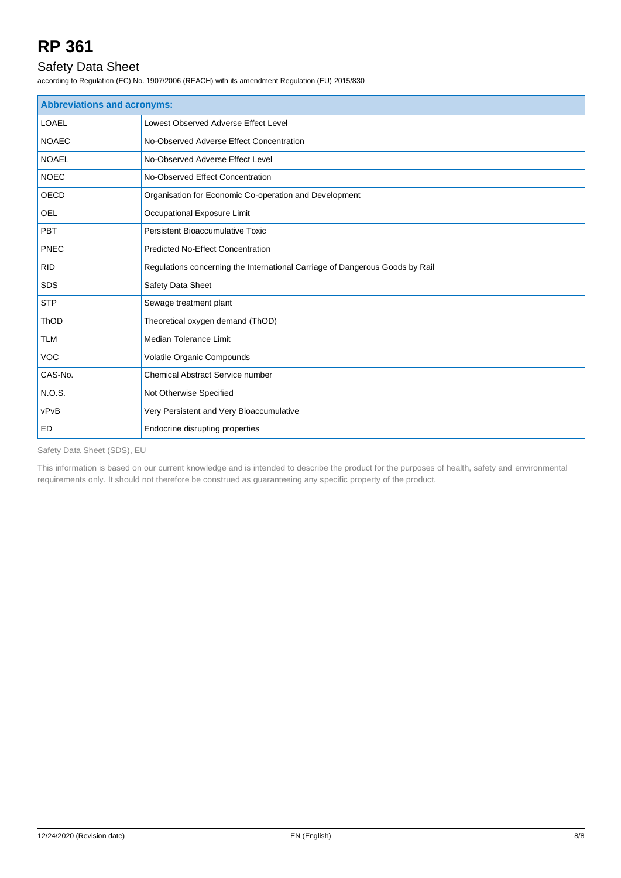| Abbreviations and acronyms: | |
|---|---|
| LOAEL | Lowest Observed Adverse Effect Level |
| NOAEC | No-Observed Adverse Effect Concentration |
| NOAEL | No-Observed Adverse Effect Level |
| NOEC | No-Observed Effect Concentration |
| OECD | Organisation for Economic Co-operation and Development |
| OEL | Occupational Exposure Limit |
| PBT | Persistent Bioaccumulative Toxic |
| PNEC | Predicted No-Effect Concentration |
| RID | Regulations concerning the International Carriage of Dangerous Goods by Rail |
| SDS | Safety Data Sheet |
| STP | Sewage treatment plant |
| ThOD | Theoretical oxygen demand (ThOD) |
| TLM | Median Tolerance Limit |
| VOC | Volatile Organic Compounds |
| CAS-No. | Chemical Abstract Service number |
| N.O.S. | Not Otherwise Specified |
| vPvB | Very Persistent and Very Bioaccumulative |
| ED | Endocrine disrupting properties |

Safety Data Sheet (SDS), EU

This information is based on our current knowledge and is intended to describe the product for the purposes of health, safety and environmental requirements only. It should not therefore be construed as guaranteeing any specific property of the product.